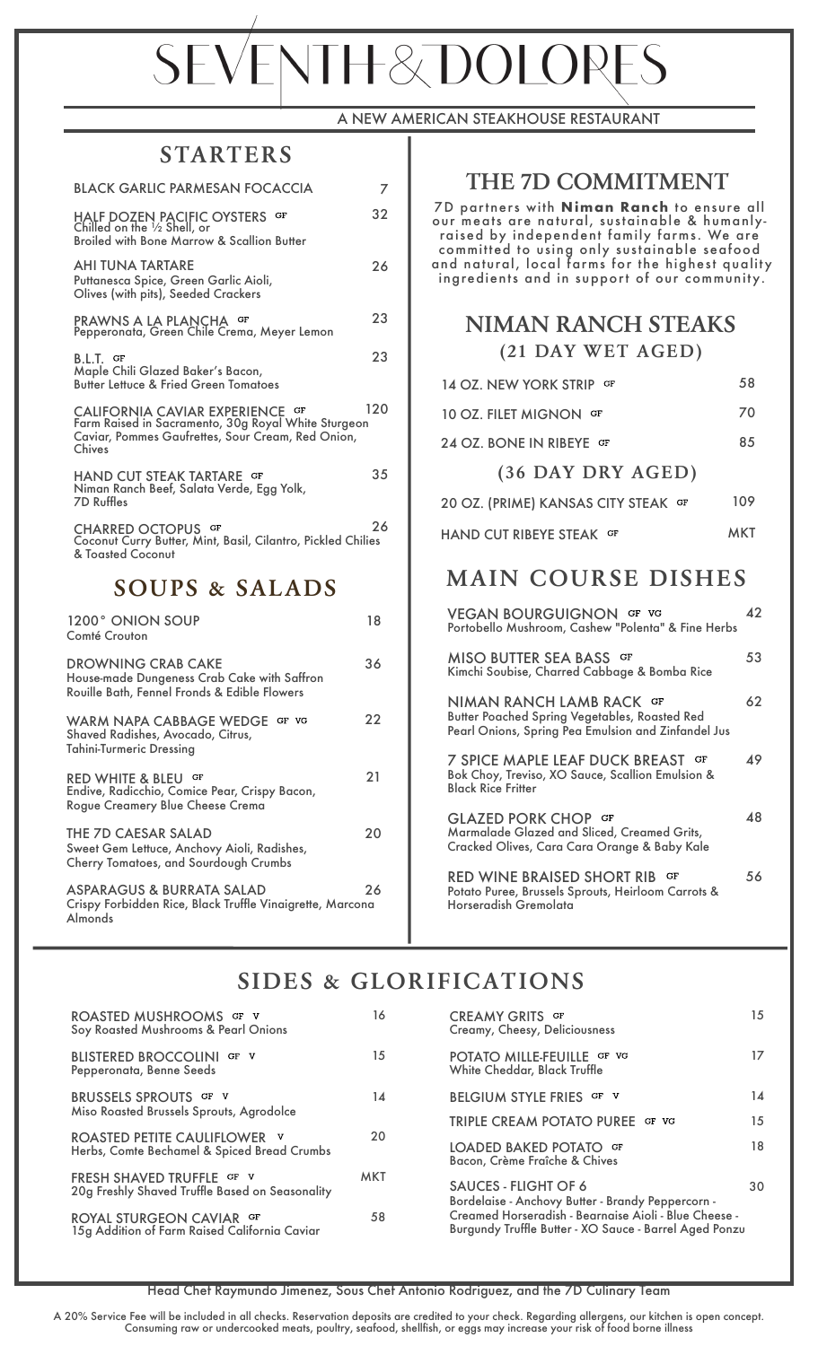# SEVENTH & DOLORES

A NEW AMERICAN STEAKHOUSE RESTAURANT

## STARTERS

**BLACK GARLIC PARMESAN FOCACCIA** 7

**HALF DOZEN PACIFIC OYSTERS** GF 32
Chilled on the ½ Shell, or
Broiled with Bone Marrow & Scallion Butter

**AHI TUNA TARTARE** 26
Puttanesca Spice, Green Garlic Aioli, Olives (with pits), Seeded Crackers

**PRAWNS A LA PLANCHA** GF 23
Pepperonata, Green Chile Crema, Meyer Lemon

**B.L.T.** GF 23
Maple Chili Glazed Baker's Bacon, Butter Lettuce & Fried Green Tomatoes

**CALIFORNIA CAVIAR EXPERIENCE** GF 120
Farm Raised in Sacramento, 30g Royal White Sturgeon Caviar, Pommes Gaufrettes, Sour Cream, Red Onion, Chives

**HAND CUT STEAK TARTARE** GF 35
Niman Ranch Beef, Salata Verde, Egg Yolk, 7D Ruffles

**CHARRED OCTOPUS** GF 26
Coconut Curry Butter, Mint, Basil, Cilantro, Pickled Chilies & Toasted Coconut

## SOUPS & SALADS

**1200° ONION SOUP** 18
Comté Crouton

**DROWNING CRAB CAKE** 36
House-made Dungeness Crab Cake with Saffron Rouille Bath, Fennel Fronds & Edible Flowers

**WARM NAPA CABBAGE WEDGE** GF VG 22
Shaved Radishes, Avocado, Citrus, Tahini-Turmeric Dressing

**RED WHITE & BLEU** GF 21
Endive, Radicchio, Comice Pear, Crispy Bacon, Rogue Creamery Blue Cheese Crema

**THE 7D CAESAR SALAD** 20
Sweet Gem Lettuce, Anchovy Aioli, Radishes, Cherry Tomatoes, and Sourdough Crumbs

**ASPARAGUS & BURRATA SALAD** 26
Crispy Forbidden Rice, Black Truffle Vinaigrette, Marcona Almonds

## THE 7D COMMITMENT

7D partners with **Niman Ranch** to ensure all our meats are natural, sustainable & humanly-raised by independent family farms. We are committed to using only sustainable seafood and natural, local farms for the highest quality ingredients and in support of our community.

## NIMAN RANCH STEAKS

### (21 DAY WET AGED)

**14 OZ. NEW YORK STRIP** GF 58

**10 OZ. FILET MIGNON** GF 70

**24 OZ. BONE IN RIBEYE** GF 85

### (36 DAY DRY AGED)

**20 OZ. (PRIME) KANSAS CITY STEAK** GF 109

**HAND CUT RIBEYE STEAK** GF MKT

## MAIN COURSE DISHES

**VEGAN BOURGUIGNON** GF VG 42
Portobello Mushroom, Cashew "Polenta" & Fine Herbs

**MISO BUTTER SEA BASS** GF 53
Kimchi Soubise, Charred Cabbage & Bomba Rice

**NIMAN RANCH LAMB RACK** GF 62
Butter Poached Spring Vegetables, Roasted Red Pearl Onions, Spring Pea Emulsion and Zinfandel Jus

**7 SPICE MAPLE LEAF DUCK BREAST** GF 49
Bok Choy, Treviso, XO Sauce, Scallion Emulsion & Black Rice Fritter

**GLAZED PORK CHOP** GF 48
Marmalade Glazed and Sliced, Creamed Grits, Cracked Olives, Cara Cara Orange & Baby Kale

**RED WINE BRAISED SHORT RIB** GF 56
Potato Puree, Brussels Sprouts, Heirloom Carrots & Horseradish Gremolata

## SIDES & GLORIFICATIONS

**ROASTED MUSHROOMS** GF V 16
Soy Roasted Mushrooms & Pearl Onions

**BLISTERED BROCCOLINI** GF V 15
Pepperonata, Benne Seeds

**BRUSSELS SPROUTS** GF V 14
Miso Roasted Brussels Sprouts, Agrodolce

**ROASTED PETITE CAULIFLOWER** V 20
Herbs, Comte Bechamel & Spiced Bread Crumbs

**FRESH SHAVED TRUFFLE** GF V MKT
20g Freshly Shaved Truffle Based on Seasonality

**ROYAL STURGEON CAVIAR** GF 58
15g Addition of Farm Raised California Caviar

**CREAMY GRITS** GF 15
Creamy, Cheesy, Deliciousness

**POTATO MILLE-FEUILLE** GF VG 17
White Cheddar, Black Truffle

**BELGIUM STYLE FRIES** GF V 14

**TRIPLE CREAM POTATO PUREE** GF VG 15

**LOADED BAKED POTATO** GF 18
Bacon, Crème Fraîche & Chives

**SAUCES - FLIGHT OF 6** 30
Bordelaise - Anchovy Butter - Brandy Peppercorn - Creamed Horseradish - Bearnaise Aioli - Blue Cheese - Burgundy Truffle Butter - XO Sauce - Barrel Aged Ponzu

Head Chef Raymundo Jimenez, Sous Chef Antonio Rodriguez, and the 7D Culinary Team

A 20% Service Fee will be included in all checks. Reservation deposits are credited to your check. Regarding allergens, our kitchen is open concept. Consuming raw or undercooked meats, poultry, seafood, shellfish, or eggs may increase your risk of food borne illness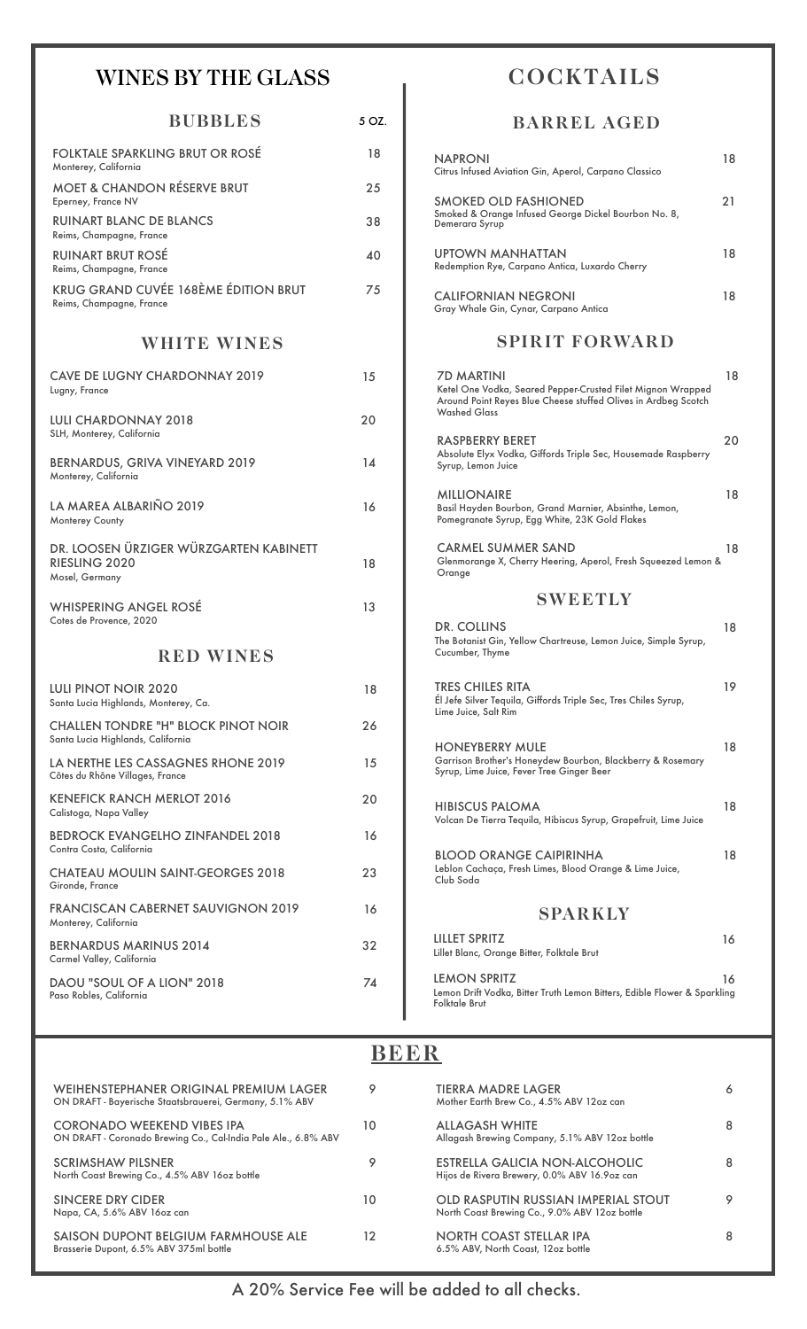# WINES BY THE GLASS

## BUBBLES

| BUBBLES | 5 OZ. |
|---|---|
| FOLKTALE SPARKLING BRUT OR ROSÉ<br>Monterey, California | 18 |
| MOET & CHANDON RÉSERVE BRUT<br>Eperney, France NV | 25 |
| RUINART BLANC DE BLANCS<br>Reims, Champagne, France | 38 |
| RUINART BRUT ROSÉ<br>Reims, Champagne, France | 40 |
| KRUG GRAND CUVÉE 168ÈME ÉDITION BRUT<br>Reims, Champagne, France | 75 |

## WHITE WINES

| | |
|---|---|
| CAVE DE LUGNY CHARDONNAY 2019<br>Lugny, France | 15 |
| LULI CHARDONNAY 2018<br>SLH, Monterey, California | 20 |
| BERNARDUS, GRIVA VINEYARD 2019<br>Monterey, California | 14 |
| LA MAREA ALBARIÑO 2019<br>Monterey County | 16 |
| DR. LOOSEN ÜRZIGER WÜRZGARTEN KABINETT RIESLING 2020<br>Mosel, Germany | 18 |
| WHISPERING ANGEL ROSÉ<br>Cotes de Provence, 2020 | 13 |

## RED WINES

| | |
|---|---|
| LULI PINOT NOIR 2020<br>Santa Lucia Highlands, Monterey, Ca. | 18 |
| CHALLEN TONDRE "H" BLOCK PINOT NOIR<br>Santa Lucia Highlands, California | 26 |
| LA NERTHE LES CASSAGNES RHONE 2019<br>Côtes du Rhône Villages, France | 15 |
| KENEFICK RANCH MERLOT 2016<br>Calistoga, Napa Valley | 20 |
| BEDROCK EVANGELHO ZINFANDEL 2018<br>Contra Costa, California | 16 |
| CHATEAU MOULIN SAINT-GEORGES 2018<br>Gironde, France | 23 |
| FRANCISCAN CABERNET SAUVIGNON 2019<br>Monterey, California | 16 |
| BERNARDUS MARINUS 2014<br>Carmel Valley, California | 32 |
| DAOU "SOUL OF A LION" 2018<br>Paso Robles, California | 74 |

# COCKTAILS

## BARREL AGED

| | |
|---|---|
| NAPRONI<br>Citrus Infused Aviation Gin, Aperol, Carpano Classico | 18 |
| SMOKED OLD FASHIONED<br>Smoked & Orange Infused George Dickel Bourbon No. 8, Demerara Syrup | 21 |
| UPTOWN MANHATTAN<br>Redemption Rye, Carpano Antica, Luxardo Cherry | 18 |
| CALIFORNIAN NEGRONI<br>Gray Whale Gin, Cynar, Carpano Antica | 18 |

## SPIRIT FORWARD

| | |
|---|---|
| 7D MARTINI<br>Ketel One Vodka, Seared Pepper-Crusted Filet Mignon Wrapped Around Point Reyes Blue Cheese stuffed Olives in Ardbeg Scotch Washed Glass | 18 |
| RASPBERRY BERET<br>Absolute Elyx Vodka, Giffords Triple Sec, Housemade Raspberry Syrup, Lemon Juice | 20 |
| MILLIONAIRE<br>Basil Hayden Bourbon, Grand Marnier, Absinthe, Lemon, Pomegranate Syrup, Egg White, 23K Gold Flakes | 18 |
| CARMEL SUMMER SAND<br>Glenmorange X, Cherry Heering, Aperol, Fresh Squeezed Lemon & Orange | 18 |

## SWEETLY

| | |
|---|---|
| DR. COLLINS<br>The Botanist Gin, Yellow Chartreuse, Lemon Juice, Simple Syrup, Cucumber, Thyme | 18 |
| TRES CHILES RITA<br>Él Jefe Silver Tequila, Giffords Triple Sec, Tres Chiles Syrup, Lime Juice, Salt Rim | 19 |
| HONEYBERRY MULE<br>Garrison Brother's Honeydew Bourbon, Blackberry & Rosemary Syrup, Lime Juice, Fever Tree Ginger Beer | 18 |
| HIBISCUS PALOMA<br>Volcan De Tierra Tequila, Hibiscus Syrup, Grapefruit, Lime Juice | 18 |
| BLOOD ORANGE CAIPIRINHA<br>Leblon Cachaça, Fresh Limes, Blood Orange & Lime Juice, Club Soda | 18 |

## SPARKLY

| | |
|---|---|
| LILLET SPRITZ<br>Lillet Blanc, Orange Bitter, Folktale Brut | 16 |
| LEMON SPRITZ<br>Lemon Drift Vodka, Bitter Truth Lemon Bitters, Edible Flower & Sparkling Folktale Brut | 16 |

# BEER

| | |
|---|---|
| WEIHENSTEPHANER ORIGINAL PREMIUM LAGER<br>ON DRAFT - Bayerische Staatsbrauerei, Germany, 5.1% ABV | 9 |
| CORONADO WEEKEND VIBES IPA<br>ON DRAFT - Coronado Brewing Co., Cal-India Pale Ale., 6.8% ABV | 10 |
| SCRIMSHAW PILSNER<br>North Coast Brewing Co., 4.5% ABV 16oz bottle | 9 |
| SINCERE DRY CIDER<br>Napa, CA, 5.6% ABV 16oz can | 10 |
| SAISON DUPONT BELGIUM FARMHOUSE ALE<br>Brasserie Dupont, 6.5% ABV 375ml bottle | 12 |
| TIERRA MADRE LAGER<br>Mother Earth Brew Co., 4.5% ABV 12oz can | 6 |
| ALLAGASH WHITE<br>Allagash Brewing Company, 5.1% ABV 12oz bottle | 8 |
| ESTRELLA GALICIA NON-ALCOHOLIC<br>Hijos de Rivera Brewery, 0.0% ABV 16.9oz can | 8 |
| OLD RASPUTIN RUSSIAN IMPERIAL STOUT<br>North Coast Brewing Co., 9.0% ABV 12oz bottle | 9 |
| NORTH COAST STELLAR IPA<br>6.5% ABV, North Coast, 12oz bottle | 8 |

A 20% Service Fee will be added to all checks.